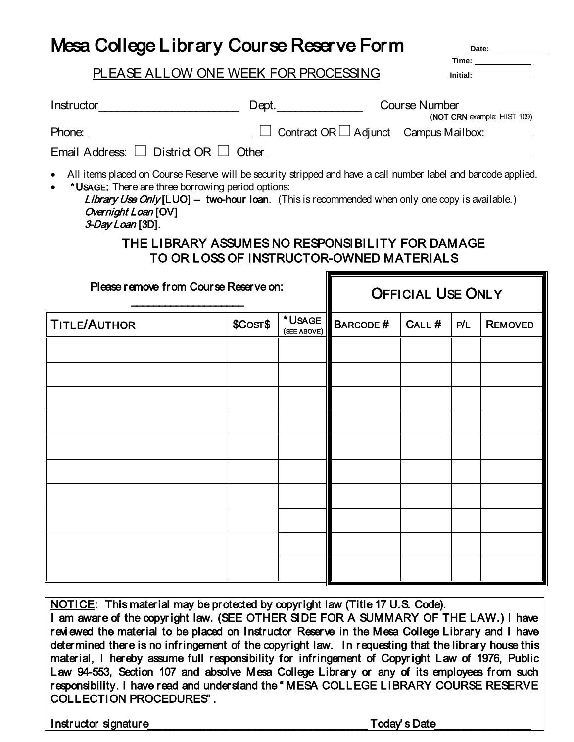# Mesa College Library Course Reserve Form

Date: _____________
Time: _____________
Initial: _____________

PLEASE ALLOW ONE WEEK FOR PROCESSING

Instructor______________________ Dept.______________ Course Number____________
(**NOT CRN** example: HIST 109)

Phone: ______________________ ☐ Contract OR ☐ Adjunct Campus Mailbox: ________

Email Address: ☐ District OR ☐ Other ________________________________________

- All items placed on Course Reserve will be security stripped and have a call number label and barcode applied.
- ***USAGE:** There are three borrowing period options:
  *Library Use Only* [LUO] – **two-hour loan**. (This is recommended when only one copy is available.)
  *Overnight Loan* [OV]
  *3-Day Loan* [3D].

**THE LIBRARY ASSUMES NO RESPONSIBILITY FOR DAMAGE TO OR LOSS OF INSTRUCTOR-OWNED MATERIALS**

Please remove from Course Reserve on: ____________________

| TITLE/AUTHOR | $COST$ | *USAGE (SEE ABOVE) | OFFICIAL USE ONLY: BARCODE # | CALL # | P/L | REMOVED |
|---|---|---|---|---|---|---|
| | | | | | | |
| | | | | | | |
| | | | | | | |
| | | | | | | |
| | | | | | | |
| | | | | | | |
| | | | | | | |
| | | | | | | |
| | | | | | | |
| | | | | | | |

**NOTICE: This material may be protected by copyright law (Title 17 U.S. Code).**
**I am aware of the copyright law. (SEE OTHER SIDE FOR A SUMMARY OF THE LAW.) I have reviewed the material to be placed on Instructor Reserve in the Mesa College Library and I have determined there is no infringement of the copyright law. In requesting that the library house this material, I hereby assume full responsibility for infringement of Copyright Law of 1976, Public Law 94-553, Section 107 and absolve Mesa College Library or any of its employees from such responsibility. I have read and understand the "MESA COLLEGE LIBRARY COURSE RESERVE COLLECTION PROCEDURES".**

**Instructor signature**______________________________________ **Today's Date**________________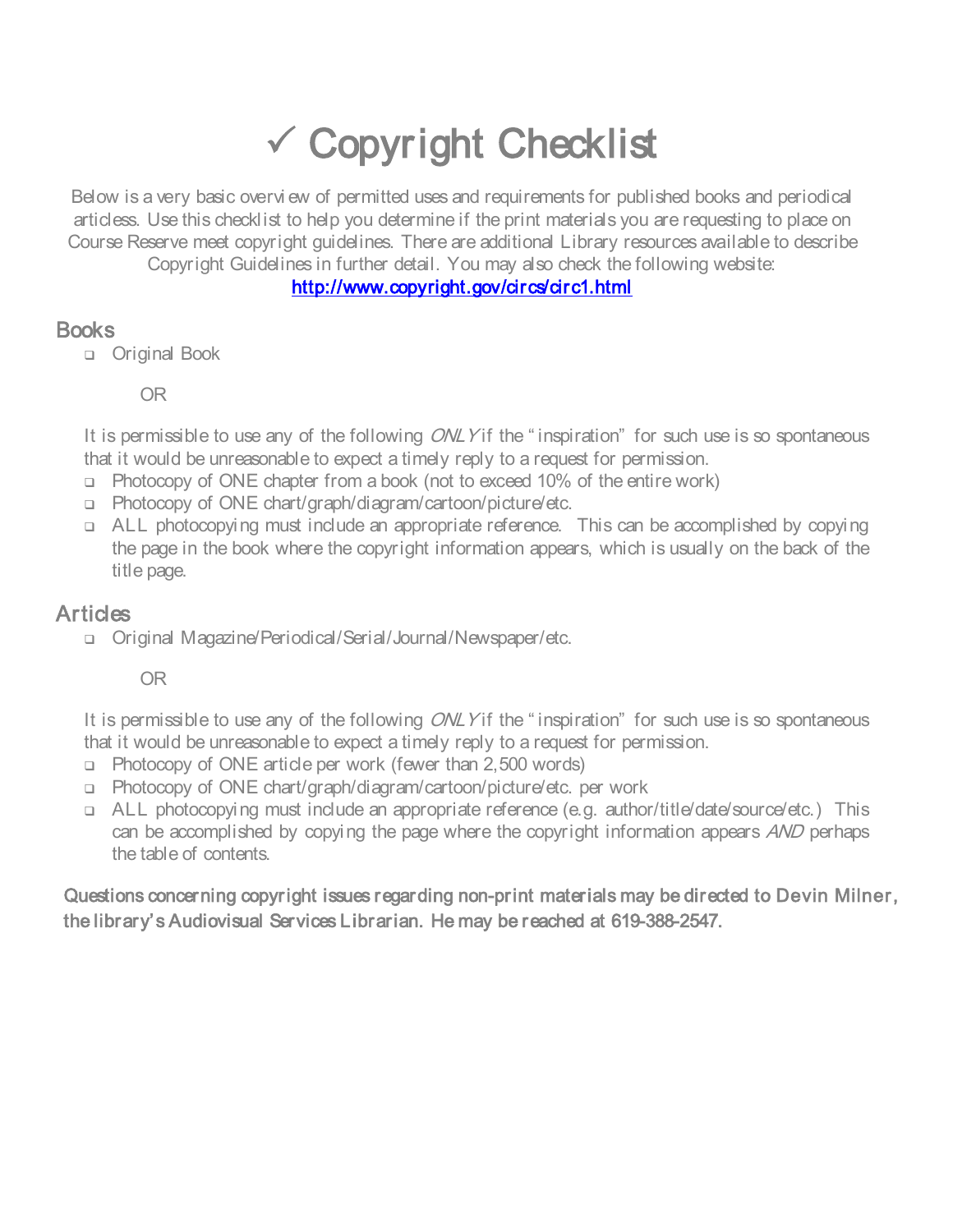# ✓ Copyright Checklist

Below is a very basic overview of permitted uses and requirements for published books and periodical articless. Use this checklist to help you determine if the print materials you are requesting to place on Course Reserve meet copyright guidelines. There are additional Library resources available to describe Copyright Guidelines in further detail. You may also check the following website: http://www.copyright.gov/circs/circ1.html

## Books

- ❑ Original Book

OR

It is permissible to use any of the following *ONLY* if the "inspiration" for such use is so spontaneous that it would be unreasonable to expect a timely reply to a request for permission.

- ❑ Photocopy of ONE chapter from a book (not to exceed 10% of the entire work)
- ❑ Photocopy of ONE chart/graph/diagram/cartoon/picture/etc.
- ❑ ALL photocopying must include an appropriate reference. This can be accomplished by copying the page in the book where the copyright information appears, which is usually on the back of the title page.

## Articles

- ❑ Original Magazine/Periodical/Serial/Journal/Newspaper/etc.

OR

It is permissible to use any of the following *ONLY* if the "inspiration" for such use is so spontaneous that it would be unreasonable to expect a timely reply to a request for permission.

- ❑ Photocopy of ONE article per work (fewer than 2,500 words)
- ❑ Photocopy of ONE chart/graph/diagram/cartoon/picture/etc. per work
- ❑ ALL photocopying must include an appropriate reference (e.g. author/title/date/source/etc.) This can be accomplished by copying the page where the copyright information appears *AND* perhaps the table of contents.

Questions concerning copyright issues regarding non-print materials may be directed to Devin Milner, the library's Audiovisual Services Librarian. He may be reached at 619-388-2547.